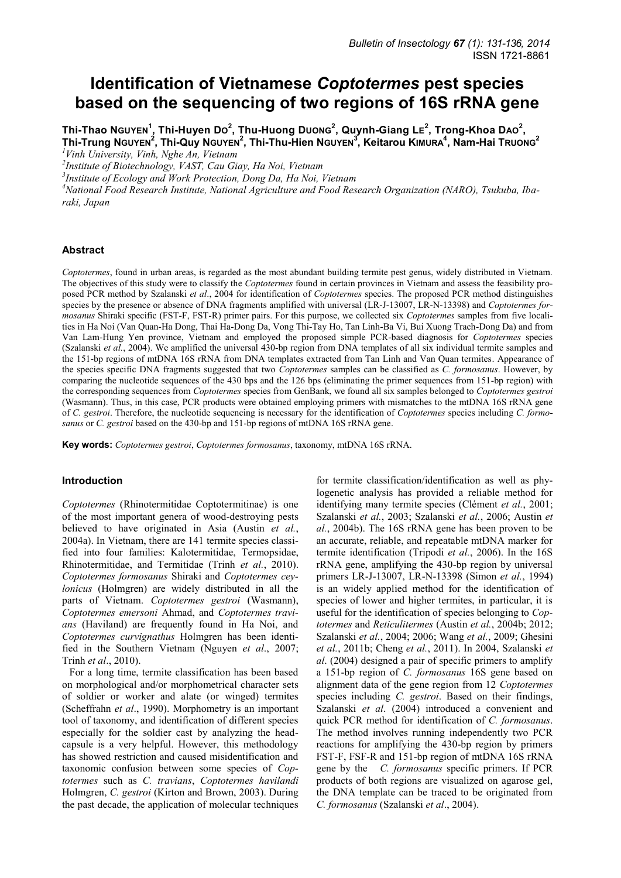# Identification of Vietnamese *Coptotermes* pest species based on the sequencing of two regions of 16S rRNA gene

**Thi-Thao NGUYEN[1], Thi-Huyen DO[2], Thu-Huong DUONG[2], Quynh-Giang LE[2], Trong-Khoa DAO[2], Thi-Trung NGUYEN[2], Thi-Quy NGUYEN[2], Thi-Thu-Hien NGUYEN[3], Keitarou KIMURA[4], Nam-Hai TRUONG[2]**

[1]*Vinh University, Vinh, Nghe An, Vietnam*
[2]*Institute of Biotechnology, VAST, Cau Giay, Ha Noi, Vietnam*
[3]*Institute of Ecology and Work Protection, Dong Da, Ha Noi, Vietnam*
[4]*National Food Research Institute, National Agriculture and Food Research Organization (NARO), Tsukuba, Ibaraki, Japan*

## Abstract

*Coptotermes*, found in urban areas, is regarded as the most abundant building termite pest genus, widely distributed in Vietnam. The objectives of this study were to classify the *Coptotermes* found in certain provinces in Vietnam and assess the feasibility proposed PCR method by Szalanski *et al*., 2004 for identification of *Coptotermes* species. The proposed PCR method distinguishes species by the presence or absence of DNA fragments amplified with universal (LR-J-13007, LR-N-13398) and *Coptotermes formosanus* Shiraki specific (FST-F, FST-R) primer pairs. For this purpose, we collected six *Coptotermes* samples from five localities in Ha Noi (Van Quan-Ha Dong, Thai Ha-Dong Da, Vong Thi-Tay Ho, Tan Linh-Ba Vi, Bui Xuong Trach-Dong Da) and from Van Lam-Hung Yen province, Vietnam and employed the proposed simple PCR-based diagnosis for *Coptotermes* species (Szalanski *et al.*, 2004). We amplified the universal 430-bp region from DNA templates of all six individual termite samples and the 151-bp regions of mtDNA 16S rRNA from DNA templates extracted from Tan Linh and Van Quan termites. Appearance of the species specific DNA fragments suggested that two *Coptotermes* samples can be classified as *C. formosanus*. However, by comparing the nucleotide sequences of the 430 bps and the 126 bps (eliminating the primer sequences from 151-bp region) with the corresponding sequences from *Coptotermes* species from GenBank, we found all six samples belonged to *Coptotermes gestroi* (Wasmann). Thus, in this case, PCR products were obtained employing primers with mismatches to the mtDNA 16S rRNA gene of *C. gestroi*. Therefore, the nucleotide sequencing is necessary for the identification of *Coptotermes* species including *C. formosanus* or *C. gestroi* based on the 430-bp and 151-bp regions of mtDNA 16S rRNA gene.

**Key words:** *Coptotermes gestroi*, *Coptotermes formosanus*, taxonomy, mtDNA 16S rRNA.

## Introduction

*Coptotermes* (Rhinotermitidae Coptotermitinae) is one of the most important genera of wood-destroying pests believed to have originated in Asia (Austin *et al.*, 2004a). In Vietnam, there are 141 termite species classified into four families: Kalotermitidae, Termopsidae, Rhinotermitidae, and Termitidae (Trinh *et al.*, 2010). *Coptotermes formosanus* Shiraki and *Coptotermes ceylonicus* (Holmgren) are widely distributed in all the parts of Vietnam. *Coptotermes gestroi* (Wasmann), *Coptotermes emersoni* Ahmad, and *Coptotermes travians* (Haviland) are frequently found in Ha Noi, and *Coptotermes curvignathus* Holmgren has been identified in the Southern Vietnam (Nguyen *et al*., 2007; Trinh *et al*., 2010).

For a long time, termite classification has been based on morphological and/or morphometrical character sets of soldier or worker and alate (or winged) termites (Scheffrahn *et al*., 1990). Morphometry is an important tool of taxonomy, and identification of different species especially for the soldier cast by analyzing the head-capsule is a very helpful. However, this methodology has showed restriction and caused misidentification and taxonomic confusion between some species of *Coptotermes* such as *C. travians*, *Coptotermes havilandi* Holmgren, *C. gestroi* (Kirton and Brown, 2003). During the past decade, the application of molecular techniques for termite classification/identification as well as phylogenetic analysis has provided a reliable method for identifying many termite species (Clément *et al.*, 2001; Szalanski *et al.*, 2003; Szalanski *et al.*, 2006; Austin *et al.*, 2004b). The 16S rRNA gene has been proven to be an accurate, reliable, and repeatable mtDNA marker for termite identification (Tripodi *et al.*, 2006). In the 16S rRNA gene, amplifying the 430-bp region by universal primers LR-J-13007, LR-N-13398 (Simon *et al.*, 1994) is an widely applied method for the identification of species of lower and higher termites, in particular, it is useful for the identification of species belonging to *Coptotermes* and *Reticulitermes* (Austin *et al.*, 2004b; 2012; Szalanski *et al.*, 2004; 2006; Wang *et al.*, 2009; Ghesini *et al.*, 2011b; Cheng *et al.*, 2011). In 2004, Szalanski *et al*. (2004) designed a pair of specific primers to amplify a 151-bp region of *C. formosanus* 16S gene based on alignment data of the gene region from 12 *Coptotermes* species including *C. gestroi*. Based on their findings, Szalanski *et al*. (2004) introduced a convenient and quick PCR method for identification of *C. formosanus*. The method involves running independently two PCR reactions for amplifying the 430-bp region by primers FST-F, FSF-R and 151-bp region of mtDNA 16S rRNA gene by the *C. formosanus* specific primers. If PCR products of both regions are visualized on agarose gel, the DNA template can be traced to be originated from *C. formosanus* (Szalanski *et al*., 2004).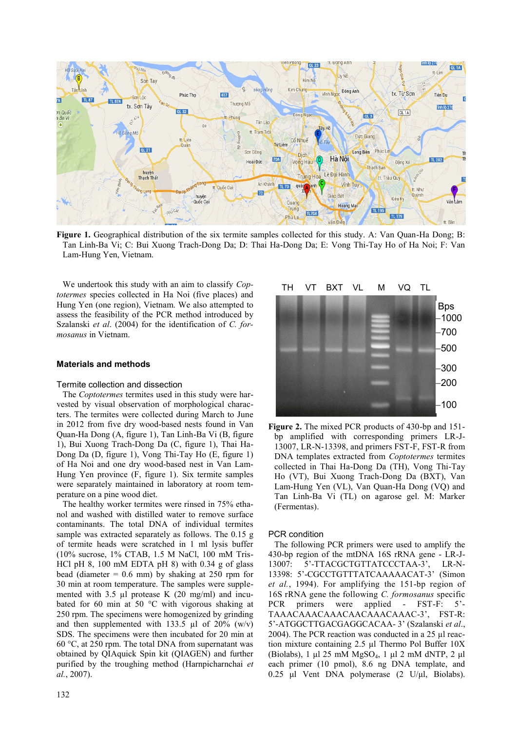**Figure 1.** Geographical distribution of the six termite samples collected for this study. A: Van Quan-Ha Dong; B: Tan Linh-Ba Vi; C: Bui Xuong Trach-Dong Da; D: Thai Ha-Dong Da; E: Vong Thi-Tay Ho of Ha Noi; F: Van Lam-Hung Yen, Vietnam.

We undertook this study with an aim to classify *Coptotermes* species collected in Ha Noi (five places) and Hung Yen (one region), Vietnam. We also attempted to assess the feasibility of the PCR method introduced by Szalanski *et al*. (2004) for the identification of *C. formosanus* in Vietnam.

## Materials and methods

### Termite collection and dissection

The *Coptotermes* termites used in this study were harvested by visual observation of morphological characters. The termites were collected during March to June in 2012 from five dry wood-based nests found in Van Quan-Ha Dong (A, figure 1), Tan Linh-Ba Vi (B, figure 1), Bui Xuong Trach-Dong Da (C, figure 1), Thai Ha-Dong Da (D, figure 1), Vong Thi-Tay Ho (E, figure 1) of Ha Noi and one dry wood-based nest in Van Lam-Hung Yen province (F, figure 1). Six termite samples were separately maintained in laboratory at room temperature on a pine wood diet.

The healthy worker termites were rinsed in 75% ethanol and washed with distilled water to remove surface contaminants. The total DNA of individual termites sample was extracted separately as follows. The 0.15 g of termite heads were scratched in 1 ml lysis buffer (10% sucrose, 1% CTAB, 1.5 M NaCl, 100 mM Tris-HCl pH 8, 100 mM EDTA pH 8) with 0.34 g of glass bead (diameter = 0.6 mm) by shaking at 250 rpm for 30 min at room temperature. The samples were supplemented with 3.5 µl protease K (20 mg/ml) and incubated for 60 min at 50 °C with vigorous shaking at 250 rpm. The specimens were homogenized by grinding and then supplemented with 133.5 µl of 20% (w/v) SDS. The specimens were then incubated for 20 min at 60 °C, at 250 rpm. The total DNA from supernatant was obtained by QIAquick Spin kit (QIAGEN) and further purified by the troughing method (Harnpicharnchai *et al.*, 2007).

**Figure 2.** The mixed PCR products of 430-bp and 151-bp amplified with corresponding primers LR-J-13007, LR-N-13398, and primers FST-F, FST-R from DNA templates extracted from *Coptotermes* termites collected in Thai Ha-Dong Da (TH), Vong Thi-Tay Ho (VT), Bui Xuong Trach-Dong Da (BXT), Van Lam-Hung Yen (VL), Van Quan-Ha Dong (VQ) and Tan Linh-Ba Vi (TL) on agarose gel. M: Marker (Fermentas).

### PCR condition

The following PCR primers were used to amplify the 430-bp region of the mtDNA 16S rRNA gene - LR-J-13007: 5'-TTACGCTGTTATCCCTAA-3', LR-N-13398: 5'-CGCCTGTTTATCAAAAACAT-3' (Simon *et al.*, 1994). For amplifying the 151-bp region of 16S rRNA gene the following *C. formosanus* specific PCR primers were applied - FST-F: 5'-TAAACAAACAAACAACAAACAAAC-3', FST-R: 5'-ATGGCTTGACGAGGCACAA- 3' (Szalanski *et al*., 2004). The PCR reaction was conducted in a 25 µl reaction mixture containing 2.5 µl Thermo Pol Buffer 10X (Biolabs), 1 µl 25 mM $MgSO_4$, 1 µl 2 mM dNTP, 2 µl each primer (10 pmol), 8.6 ng DNA template, and 0.25 µl Vent DNA polymerase (2 U/µl, Biolabs).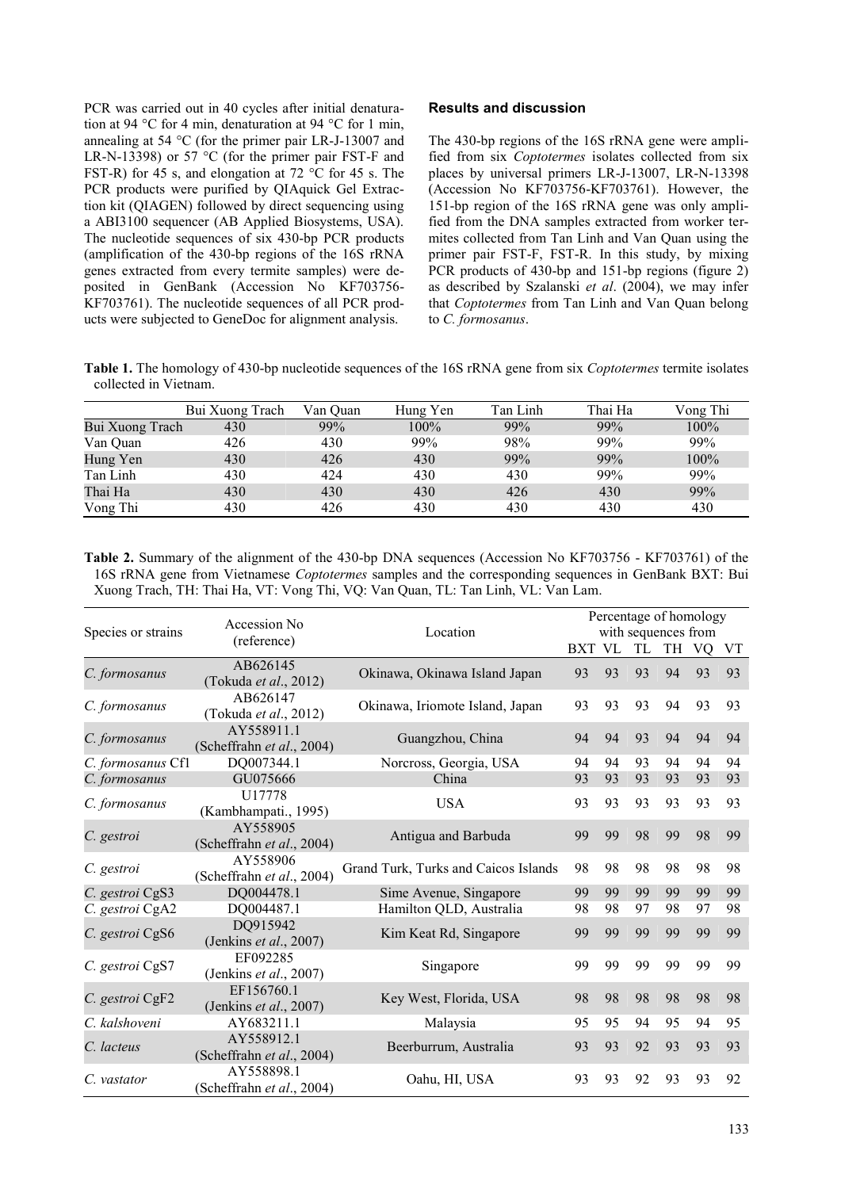PCR was carried out in 40 cycles after initial denaturation at 94 °C for 4 min, denaturation at 94 °C for 1 min, annealing at 54 °C (for the primer pair LR-J-13007 and LR-N-13398) or 57 °C (for the primer pair FST-F and FST-R) for 45 s, and elongation at 72 °C for 45 s. The PCR products were purified by QIAquick Gel Extraction kit (QIAGEN) followed by direct sequencing using a ABI3100 sequencer (AB Applied Biosystems, USA). The nucleotide sequences of six 430-bp PCR products (amplification of the 430-bp regions of the 16S rRNA genes extracted from every termite samples) were deposited in GenBank (Accession No KF703756-KF703761). The nucleotide sequences of all PCR products were subjected to GeneDoc for alignment analysis.

### Results and discussion

The 430-bp regions of the 16S rRNA gene were amplified from six *Coptotermes* isolates collected from six places by universal primers LR-J-13007, LR-N-13398 (Accession No KF703756-KF703761). However, the 151-bp region of the 16S rRNA gene was only amplified from the DNA samples extracted from worker termites collected from Tan Linh and Van Quan using the primer pair FST-F, FST-R. In this study, by mixing PCR products of 430-bp and 151-bp regions (figure 2) as described by Szalanski *et al*. (2004), we may infer that *Coptotermes* from Tan Linh and Van Quan belong to *C. formosanus*.

**Table 1.** The homology of 430-bp nucleotide sequences of the 16S rRNA gene from six *Coptotermes* termite isolates collected in Vietnam.

| | Bui Xuong Trach | Van Quan | Hung Yen | Tan Linh | Thai Ha | Vong Thi |
|---|---|---|---|---|---|---|
| Bui Xuong Trach | 430 | 99% | 100% | 99% | 99% | 100% |
| Van Quan | 426 | 430 | 99% | 98% | 99% | 99% |
| Hung Yen | 430 | 426 | 430 | 99% | 99% | 100% |
| Tan Linh | 430 | 424 | 430 | 430 | 99% | 99% |
| Thai Ha | 430 | 430 | 430 | 426 | 430 | 99% |
| Vong Thi | 430 | 426 | 430 | 430 | 430 | 430 |

**Table 2.** Summary of the alignment of the 430-bp DNA sequences (Accession No KF703756 - KF703761) of the 16S rRNA gene from Vietnamese *Coptotermes* samples and the corresponding sequences in GenBank BXT: Bui Xuong Trach, TH: Thai Ha, VT: Vong Thi, VQ: Van Quan, TL: Tan Linh, VL: Van Lam.

| Species or strains | Accession No (reference) | Location | Percentage of homology with sequences from | | | | | |
|---|---|---|---|---|---|---|---|---|
| | | | BXT | VL | TL | TH | VQ | VT |
| *C. formosanus* | AB626145 (Tokuda *et al*., 2012) | Okinawa, Okinawa Island Japan | 93 | 93 | 93 | 94 | 93 | 93 |
| *C. formosanus* | AB626147 (Tokuda *et al*., 2012) | Okinawa, Iriomote Island, Japan | 93 | 93 | 93 | 94 | 93 | 93 |
| *C. formosanus* | AY558911.1 (Scheffrahn *et al*., 2004) | Guangzhou, China | 94 | 94 | 93 | 94 | 94 | 94 |
| *C. formosanus* Cf1 | DQ007344.1 | Norcross, Georgia, USA | 94 | 94 | 93 | 94 | 94 | 94 |
| *C. formosanus* | GU075666 | China | 93 | 93 | 93 | 93 | 93 | 93 |
| *C. formosanus* | U17778 (Kambhampati., 1995) | USA | 93 | 93 | 93 | 93 | 93 | 93 |
| *C. gestroi* | AY558905 (Scheffrahn *et al*., 2004) | Antigua and Barbuda | 99 | 99 | 98 | 99 | 98 | 99 |
| *C. gestroi* | AY558906 (Scheffrahn *et al*., 2004) | Grand Turk, Turks and Caicos Islands | 98 | 98 | 98 | 98 | 98 | 98 |
| *C. gestroi* CgS3 | DQ004478.1 | Sime Avenue, Singapore | 99 | 99 | 99 | 99 | 99 | 99 |
| *C. gestroi* CgA2 | DQ004487.1 | Hamilton QLD, Australia | 98 | 98 | 97 | 98 | 97 | 98 |
| *C. gestroi* CgS6 | DQ915942 (Jenkins *et al*., 2007) | Kim Keat Rd, Singapore | 99 | 99 | 99 | 99 | 99 | 99 |
| *C. gestroi* CgS7 | EF092285 (Jenkins *et al*., 2007) | Singapore | 99 | 99 | 99 | 99 | 99 | 99 |
| *C. gestroi* CgF2 | EF156760.1 (Jenkins *et al*., 2007) | Key West, Florida, USA | 98 | 98 | 98 | 98 | 98 | 98 |
| *C. kalshoveni* | AY683211.1 | Malaysia | 95 | 95 | 94 | 95 | 94 | 95 |
| *C. lacteus* | AY558912.1 (Scheffrahn *et al*., 2004) | Beerburrum, Australia | 93 | 93 | 92 | 93 | 93 | 93 |
| *C. vastator* | AY558898.1 (Scheffrahn *et al*., 2004) | Oahu, HI, USA | 93 | 93 | 92 | 93 | 93 | 92 |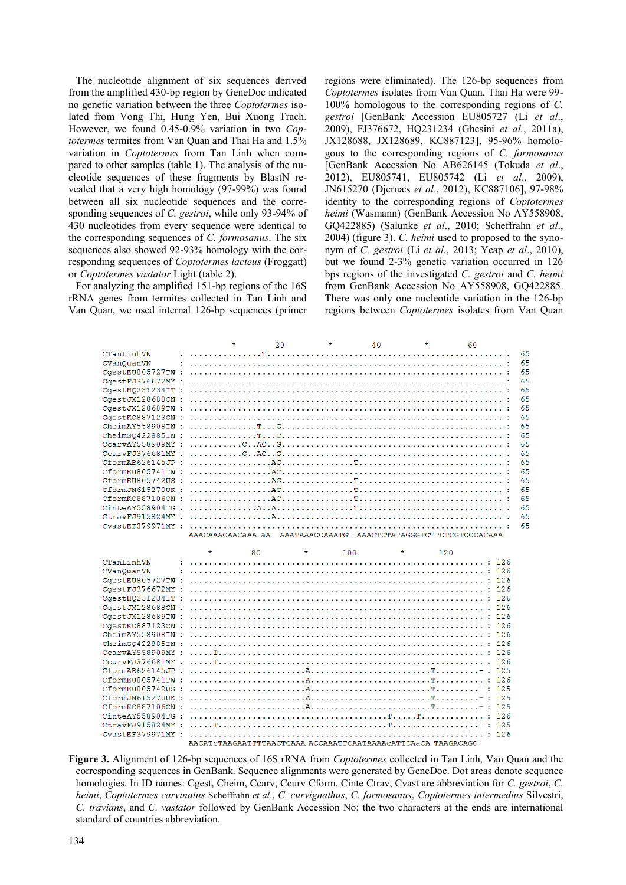The nucleotide alignment of six sequences derived from the amplified 430-bp region by GeneDoc indicated no genetic variation between the three *Coptotermes* isolated from Vong Thi, Hung Yen, Bui Xuong Trach. However, we found 0.45-0.9% variation in two *Coptotermes* termites from Van Quan and Thai Ha and 1.5% variation in *Coptotermes* from Tan Linh when compared to other samples (table 1). The analysis of the nucleotide sequences of these fragments by BlastN revealed that a very high homology (97-99%) was found between all six nucleotide sequences and the corresponding sequences of *C. gestroi*, while only 93-94% of 430 nucleotides from every sequence were identical to the corresponding sequences of *C. formosanus*. The six sequences also showed 92-93% homology with the corresponding sequences of *Coptotermes lacteus* (Froggatt) or *Coptotermes vastator* Light (table 2).

For analyzing the amplified 151-bp regions of the 16S rRNA genes from termites collected in Tan Linh and Van Quan, we used internal 126-bp sequences (primer regions were eliminated). The 126-bp sequences from *Coptotermes* isolates from Van Quan, Thai Ha were 99-100% homologous to the corresponding regions of *C. gestroi* [GenBank Accession EU805727 (Li *et al*., 2009), FJ376672, HQ231234 (Ghesini *et al*., 2011a), JX128688, JX128689, KC887123], 95-96% homologous to the corresponding regions of *C. formosanus* [GenBank Accession No AB626145 (Tokuda *et al*., 2012), EU805741, EU805742 (Li *et al*., 2009), JN615270 (Djernæs *et al*., 2012), KC887106], 97-98% identity to the corresponding regions of *Coptotermes heimi* (Wasmann) (GenBank Accession No AY558908, GQ422885) (Salunke *et al*., 2010; Scheffrahn *et al*., 2004) (figure 3). *C. heimi* used to proposed to the synonym of *C. gestroi* (Li *et al*., 2013; Yeap *et al*., 2010), but we found 2-3% genetic variation occurred in 126 bps regions of the investigated *C. gestroi* and *C. heimi* from GenBank Accession No AY558908, GQ422885. There was only one nucleotide variation in the 126-bp regions between *Coptotermes* isolates from Van Quan

```
                       *        20         *        40         *        60
CTanLinhVN      : ...............T................................................. : 65
CVanQuanVN      : ................................................................. : 65
CgestEU805727TW : ................................................................. : 65
CgestFJ376672MY : ................................................................. : 65
CgestHQ231234IT : ................................................................. : 65
CgestJX128688CN : ................................................................. : 65
CgestJX128689TW : ................................................................. : 65
CgestKC887123CN : ................................................................. : 65
CheimAY558908IN : ..............T...C.............................................. : 65
CheimGQ422885IN : ..............T...C.............................................. : 65
CcarvAY558909MY : ...........C..AC..G.............................................. : 65
CcurvFJ376681MY : ...........C..AC..G.............................................. : 65
CformAB626145JP : .................AC...............T.............................. : 65
CformEU805741TW : .................AC.............................................. : 65
CformEU805742US : .................AC...............T.............................. : 65
CformJN615270UK : .................AC...............T.............................. : 65
CformKC887106CN : .................AC...............T.............................. : 65
CinteAY558904TG : ..............A..A................T.............................. : 65
CtravFJ915824MY : .................A............................................... : 65
CvastEF379971MY : ................................................................. : 65
                  AAACAAACAACaAA aA  AAATAAACCAAATGT AAACTCTATAGGGTCTTCTCGTCCCACAAA

                      *        80         *       100         *       120
CTanLinhVN      : ............................................................. : 126
CVanQuanVN      : ............................................................. : 126
CgestEU805727TW : ............................................................. : 126
CgestFJ376672MY : ............................................................. : 126
CgestHQ231234IT : ............................................................. : 126
CgestJX128688CN : ............................................................. : 126
CgestJX128689TW : ............................................................. : 126
CgestKC887123CN : ............................................................. : 126
CheimAY558908IN : ............................................................. : 126
CheimGQ422885IN : ............................................................. : 126
CcarvAY558909MY : .....T....................................................... : 126
CcurvFJ376681MY : .....T....................................................... : 126
CformAB626145JP : ........................A.........................T.........- : 125
CformEU805741TW : ........................A.........................T.......... : 126
CformEU805742US : ........................A.........................T.........- : 125
CformJN615270UK : ........................A.........................T.........- : 125
CformKC887106CN : ........................A.........................T.........- : 125
CinteAY558904TG : .........................................T.....T............. : 126
CtravFJ915824MY : .....T...................................T..................- : 125
CvastEF379971MY : ............................................................. : 126
                  AACATCTAAGAATTTTAACTCAAA ACCAAATTCAATAAAACATTCAaCA TAAGACAGC
```

**Figure 3.** Alignment of 126-bp sequences of 16S rRNA from *Coptotermes* collected in Tan Linh, Van Quan and the corresponding sequences in GenBank. Sequence alignments were generated by GeneDoc. Dot areas denote sequence homologies. In ID names: Cgest, Cheim, Ccarv, Ccurv Cform, Cinte Ctrav, Cvast are abbreviation for *C. gestroi*, *C. heimi*, *Coptotermes carvinatus* Scheffrahn *et al*., *C. curvignathus*, *C. formosanus*, *Coptotermes intermedius* Silvestri, *C. travians*, and *C. vastator* followed by GenBank Accession No; the two characters at the ends are international standard of countries abbreviation.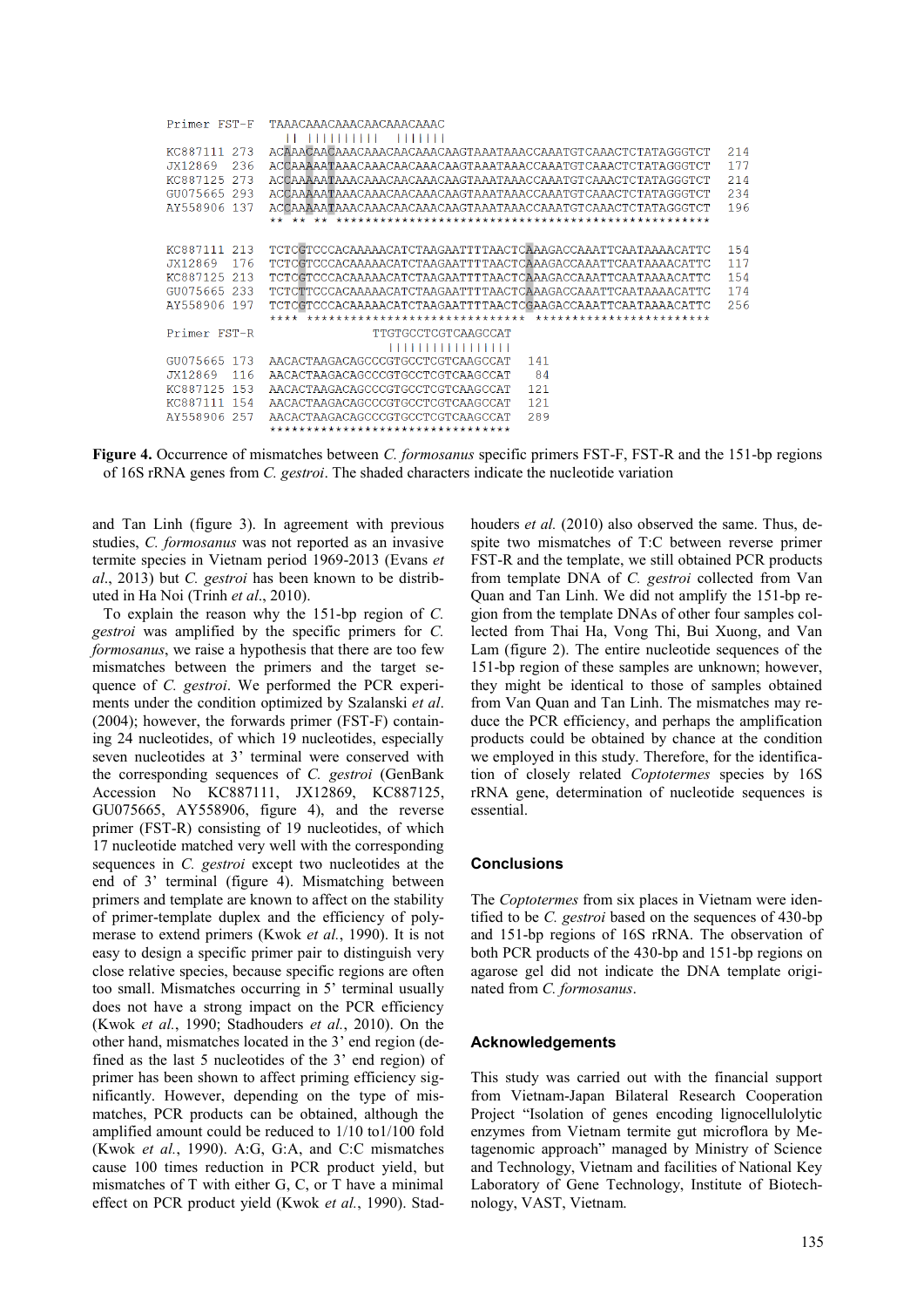```
Primer FST-F  TAAACAAACAAACAACAAACAAAC
                ||  |||||||||   |||||||
KC887111 273  ACAAACAACAAACAAACAACAAACAAGTAAATAAACCAAATGTCAAACTCTATAGGGTCT  214
JX12869  236  ACCAAAAATAAACAAACAACAAACAAGTAAATAAACCAAATGTCAAACTCTATAGGGTCT  177
KC887125 273  ACCAAAAATAAACAAACAACAAACAAGTAAATAAACCAAATGTCAAACTCTATAGGGTCT  214
GU075665 293  ACCAAAAATAAACAAACAACAAACAAGTAAATAAACCAAATGTCAAACTCTATAGGGTCT  234
AY558906 137  ACCAAAAATAAACAAACAACAAACAAGTAAATAAACCAAATGTCAAACTCTATAGGGTCT  196
              ** ** ** ****************************************************

KC887111 213  TCTCGTCCCACAAAAACATCTAAGAATTTTAACTCAAAGACCAAATTCAATAAAACATTC  154
JX12869  176  TCTCGTCCCACAAAAACATCTAAGAATTTTAACTCAAAGACCAAATTCAATAAAACATTC  117
KC887125 213  TCTCGTCCCACAAAAACATCTAAGAATTTTAACTCAAAGACCAAATTCAATAAAACATTC  154
GU075665 233  TCTCTTCCCACAAAAACATCTAAGAATTTTAACTCAAAGACCAAATTCAATAAAACATTC  174
AY558906 197  TCTCGTCCCACAAAAACATCTAAGAATTTTAACTCGAAGACCAAATTCAATAAAACATTC  256
              **** ****************************** ***********************
Primer FST-R              TTGTGCCTCGTCAAGCCAT
                            |||||||||||||||||
GU075665 173  AACACTAAGACAGCCCGTGCCTCGTCAAGCCAT  141
JX12869  116  AACACTAAGACAGCCCGTGCCTCGTCAAGCCAT  84
KC887125 153  AACACTAAGACAGCCCGTGCCTCGTCAAGCCAT  121
KC887111 154  AACACTAAGACAGCCCGTGCCTCGTCAAGCCAT  121
AY558906 257  AACACTAAGACAGCCCGTGCCTCGTCAAGCCAT  289
              *********************************
```

**Figure 4.** Occurrence of mismatches between *C. formosanus* specific primers FST-F, FST-R and the 151-bp regions of 16S rRNA genes from *C. gestroi*. The shaded characters indicate the nucleotide variation

and Tan Linh (figure 3). In agreement with previous studies, *C. formosanus* was not reported as an invasive termite species in Vietnam period 1969-2013 (Evans *et al*., 2013) but *C. gestroi* has been known to be distributed in Ha Noi (Trinh *et al*., 2010).

To explain the reason why the 151-bp region of *C. gestroi* was amplified by the specific primers for *C. formosanus*, we raise a hypothesis that there are too few mismatches between the primers and the target sequence of *C. gestroi*. We performed the PCR experiments under the condition optimized by Szalanski *et al*. (2004); however, the forwards primer (FST-F) containing 24 nucleotides, of which 19 nucleotides, especially seven nucleotides at 3' terminal were conserved with the corresponding sequences of *C. gestroi* (GenBank Accession No KC887111, JX12869, KC887125, GU075665, AY558906, figure 4), and the reverse primer (FST-R) consisting of 19 nucleotides, of which 17 nucleotide matched very well with the corresponding sequences in *C. gestroi* except two nucleotides at the end of 3' terminal (figure 4). Mismatching between primers and template are known to affect on the stability of primer-template duplex and the efficiency of polymerase to extend primers (Kwok *et al.*, 1990). It is not easy to design a specific primer pair to distinguish very close relative species, because specific regions are often too small. Mismatches occurring in 5' terminal usually does not have a strong impact on the PCR efficiency (Kwok *et al.*, 1990; Stadhouders *et al.*, 2010). On the other hand, mismatches located in the 3' end region (defined as the last 5 nucleotides of the 3' end region) of primer has been shown to affect priming efficiency significantly. However, depending on the type of mismatches, PCR products can be obtained, although the amplified amount could be reduced to 1/10 to1/100 fold (Kwok *et al.*, 1990). A:G, G:A, and C:C mismatches cause 100 times reduction in PCR product yield, but mismatches of T with either G, C, or T have a minimal effect on PCR product yield (Kwok *et al.*, 1990). Stadhouders *et al.* (2010) also observed the same. Thus, despite two mismatches of T:C between reverse primer FST-R and the template, we still obtained PCR products from template DNA of *C. gestroi* collected from Van Quan and Tan Linh. We did not amplify the 151-bp region from the template DNAs of other four samples collected from Thai Ha, Vong Thi, Bui Xuong, and Van Lam (figure 2). The entire nucleotide sequences of the 151-bp region of these samples are unknown; however, they might be identical to those of samples obtained from Van Quan and Tan Linh. The mismatches may reduce the PCR efficiency, and perhaps the amplification products could be obtained by chance at the condition we employed in this study. Therefore, for the identification of closely related *Coptotermes* species by 16S rRNA gene, determination of nucleotide sequences is essential.

## Conclusions

The *Coptotermes* from six places in Vietnam were identified to be *C. gestroi* based on the sequences of 430-bp and 151-bp regions of 16S rRNA. The observation of both PCR products of the 430-bp and 151-bp regions on agarose gel did not indicate the DNA template originated from *C. formosanus*.

## Acknowledgements

This study was carried out with the financial support from Vietnam-Japan Bilateral Research Cooperation Project "Isolation of genes encoding lignocellulolytic enzymes from Vietnam termite gut microflora by Metagenomic approach" managed by Ministry of Science and Technology, Vietnam and facilities of National Key Laboratory of Gene Technology, Institute of Biotechnology, VAST, Vietnam.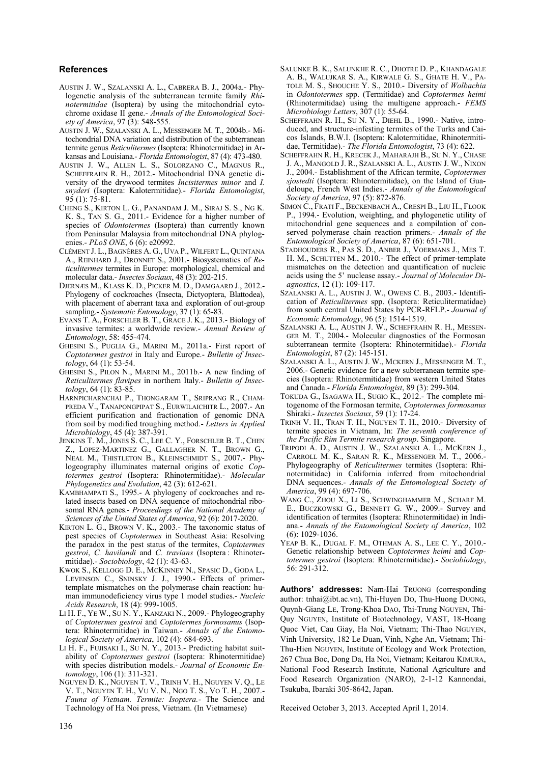## References

AUSTIN J. W., SZALANSKI A. L., CABRERA B. J., 2004a.- Phylogenetic analysis of the subterranean termite family *Rhinotermitidae* (Isoptera) by using the mitochondrial cytochrome oxidase II gene.- *Annals of the Entomological Society of America*, 97 (3): 548-555.

AUSTIN J. W., SZALANSKI A. L., MESSENGER M. T., 2004b.- Mitochondrial DNA variation and distribution of the subterranean termite genus *Reticulitermes* (Isoptera: Rhinotermitidae) in Arkansas and Louisiana.- *Florida Entomologist*, 87 (4): 473-480.

AUSTIN J. W., ALLEN L. S., SOLORZANO C., MAGNUS R., SCHEFFRAHN R. H., 2012.- Mitochondrial DNA genetic diversity of the drywood termites *Incisitermes minor* and *I. snyderi* (Isoptera: Kalotermitidae).- *Florida Entomologist*, 95 (1): 75-81.

CHENG S., KIRTON L. G., PANANDAM J. M., SIRAJ S. S., NG K. K. S., TAN S. G., 2011.- Evidence for a higher number of species of *Odontotermes* (Isoptera) than currently known from Peninsular Malaysia from mitochondrial DNA phylogenies.- *PLoS ONE*, 6 (6): e20992.

CLÉMENT J. L., BAGNÈRES A. G., UVA P., WILFERT L., QUINTANA A., REINHARD J., DRONNET S., 2001.- Biosystematics of *Reticulitermes* termites in Europe: morphological, chemical and molecular data.- *Insectes Sociaux*, 48 (3): 202-215.

DJERNÆS M., KLASS K. D., PICKER M. D., DAMGAARD J., 2012.- Phylogeny of cockroaches (Insecta, Dictyoptera, Blattodea), with placement of aberrant taxa and exploration of out-group sampling.- *Systematic Entomology*, 37 (1): 65-83.

EVANS T. A., FORSCHLER B. T., GRACE J. K., 2013.- Biology of invasive termites: a worldwide review.- *Annual Review of Entomology*, 58: 455-474.

GHESINI S., PUGLIA G., MARINI M., 2011a.- First report of *Coptotermes gestroi* in Italy and Europe.- *Bulletin of Insectology*, 64 (1): 53-54.

GHESINI S., PILON N., MARINI M., 2011b.- A new finding of *Reticulitermes flavipes* in northern Italy.- *Bulletin of Insectology*, 64 (1): 83-85.

HARNPICHARNCHAI P., THONGARAM T., SRIPRANG R., CHAMPREDA V., TANAPONGPIPAT S., EURWILAICHITR L., 2007.- An efficient purification and fractionation of genomic DNA from soil by modified troughing method.- *Letters in Applied Microbiology*, 45 (4): 387-391.

JENKINS T. M., JONES S. C., LEE C. Y., FORSCHLER B. T., CHEN Z., LOPEZ-MARTINEZ G., GALLAGHER N. T., BROWN G., NEAL M., THISTLETON B., KLEINSCHMIDT S., 2007.- Phylogeography illuminates maternal origins of exotic *Coptotermes gestroi* (Isoptera: Rhinotermitidae).- *Molecular Phylogenetics and Evolution*, 42 (3): 612-621.

KAMBHAMPATI S., 1995.- A phylogeny of cockroaches and related insects based on DNA sequence of mitochondrial ribosomal RNA genes.- *Proceedings of the National Academy of Sciences of the United States of America*, 92 (6): 2017-2020.

KIRTON L. G., BROWN V. K., 2003.- The taxonomic status of pest species of *Coptotermes* in Southeast Asia: Resolving the paradox in the pest status of the termites, *Coptotermes gestroi*, *C. havilandi* and *C. travians* (Isoptera : Rhinotermitidae).- *Sociobiology*, 42 (1): 43-63.

KWOK S., KELLOGG D. E., MCKINNEY N., SPASIC D., GODA L., LEVENSON C., SNINSKY J. J., 1990.- Effects of primer-template mismatches on the polymerase chain reaction: human immunodeficiency virus type 1 model studies.- *Nucleic Acids Research*, 18 (4): 999-1005.

LI H. F., YE W., SU N. Y., KANZAKI N., 2009.- Phylogeography of *Coptotermes gestroi* and *Coptotermes formosanus* (Isoptera: Rhinotermitidae) in Taiwan.- *Annals of the Entomological Society of America*, 102 (4): 684-693.

LI H. F., FUJISAKI I., SU N. Y., 2013.- Predicting habitat suitability of *Coptotermes gestroi* (Isoptera: Rhinotermitidae) with species distribution models.- *Journal of Economic Entomology*, 106 (1): 311-321.

NGUYEN D. K., NGUYEN T. V., TRINH V. H., NGUYEN V. Q., LE V. T., NGUYEN T. H., VU V. N., NGO T. S., VO T. H., 2007.- *Fauna of Vietnam. Termite: Isoptera*.- The Science and Technology of Ha Noi press, Vietnam. (In Vietnamese)

SALUNKE B. K., SALUNKHE R. C., DHOTRE D. P., KHANDAGALE A. B., WALUJKAR S. A., KIRWALE G. S., GHATE H. V., PATOLE M. S., SHOUCHE Y. S., 2010.- Diversity of *Wolbachia* in *Odontotermes* spp. (Termitidae) and *Coptotermes heimi* (Rhinotermitidae) using the multigene approach.- *FEMS Microbiology Letters*, 307 (1): 55-64.

SCHEFFRAHN R. H., SU N. Y., DIEHL B., 1990.- Native, introduced, and structure-infesting termites of the Turks and Caicos Islands, B.W.I. (Isoptera: Kalotermitidae, Rhinotermitidae, Termitidae).- *The Florida Entomologist*, 73 (4): 622.

SCHEFFRAHN R. H., KRECEK J., MAHARAJH B., SU N. Y., CHASE J. A., MANGOLD J. R., SZALANSKI A. L., AUSTIN J. W., NIXON J., 2004.- Establishment of the African termite, *Coptotermes sjostedti* (Isoptera: Rhinotermitidae), on the Island of Guadeloupe, French West Indies.- *Annals of the Entomological Society of America*, 97 (5): 872-876.

SIMON C., FRATI F., BECKENBACH A., CRESPI B., LIU H., FLOOK P., 1994.- Evolution, weighting, and phylogenetic utility of mitochondrial gene sequences and a compilation of conserved polymerase chain reaction primers.- *Annals of the Entomological Society of America*, 87 (6): 651-701.

STADHOUDERS R., PAS S. D., ANBER J., VOERMANS J., MES T. H. M., SCHUTTEN M., 2010.- The effect of primer-template mismatches on the detection and quantification of nucleic acids using the 5' nuclease assay.- *Journal of Molecular Diagnostics*, 12 (1): 109-117.

SZALANSKI A. L., AUSTIN J. W., OWENS C. B., 2003.- Identification of *Reticulitermes* spp. (Isoptera: Reticulitermatidae) from south central United States by PCR-RFLP.- *Journal of Economic Entomology*, 96 (5): 1514-1519.

SZALANSKI A. L., AUSTIN J. W., SCHEFFRAHN R. H., MESSENGER M. T., 2004.- Molecular diagnostics of the Formosan subterranean termite (Isoptera: Rhinotermitidae).- *Florida Entomologist*, 87 (2): 145-151.

SZALANSKI A. L., AUSTIN J. W., MCKERN J., MESSENGER M. T., 2006.- Genetic evidence for a new subterranean termite species (Isoptera: Rhinotermitidae) from western United States and Canada.- *Florida Entomologist*, 89 (3): 299-304.

TOKUDA G., ISAGAWA H., SUGIO K., 2012.- The complete mitogenome of the Formosan termite, *Coptotermes formosanus* Shiraki.- *Insectes Sociaux*, 59 (1): 17-24.

TRINH V. H., TRAN T. H., NGUYEN T. H., 2010.- Diversity of termite species in Vietnam, In: *The seventh conference of the Pacific Rim Termite research group*. Singapore.

TRIPODI A. D., AUSTIN J. W., SZALANSKI A. L., MCKERN J., CARROLL M. K., SARAN R. K., MESSENGER M. T., 2006.- Phylogeography of *Reticulitermes* termites (Isoptera: Rhinotermitidae) in California inferred from mitochondrial DNA sequences.- *Annals of the Entomological Society of America*, 99 (4): 697-706.

WANG C., ZHOU X., LI S., SCHWINGHAMMER M., SCHARF M. E., BUCZKOWSKI G., BENNETT G. W., 2009.- Survey and identification of termites (Isoptera: Rhinotermitidae) in Indiana.- *Annals of the Entomological Society of America*, 102 (6): 1029-1036.

YEAP B. K., DUGAL F. M., OTHMAN A. S., LEE C. Y., 2010.- Genetic relationship between *Coptotermes heimi* and *Coptotermes gestroi* (Isoptera: Rhinotermitidae).- *Sociobiology*, 56: 291-312.

**Authors' addresses:** Nam-Hai TRUONG (corresponding author: tnhai@ibt.ac.vn), Thi-Huyen DO, Thu-Huong DUONG, Quynh-Giang LE, Trong-Khoa DAO, Thi-Trung NGUYEN, Thi-Quy NGUYEN, Institute of Biotechnology, VAST, 18-Hoang Quoc Viet, Cau Giay, Ha Noi, Vietnam; Thi-Thao NGUYEN, Vinh University, 182 Le Duan, Vinh, Nghe An, Vietnam; Thi-Thu-Hien NGUYEN, Institute of Ecology and Work Protection, 267 Chua Boc, Dong Da, Ha Noi, Vietnam; Keitarou KIMURA, National Food Research Institute, National Agriculture and Food Research Organization (NARO), 2-1-12 Kannondai, Tsukuba, Ibaraki 305-8642, Japan.

Received October 3, 2013. Accepted April 1, 2014.